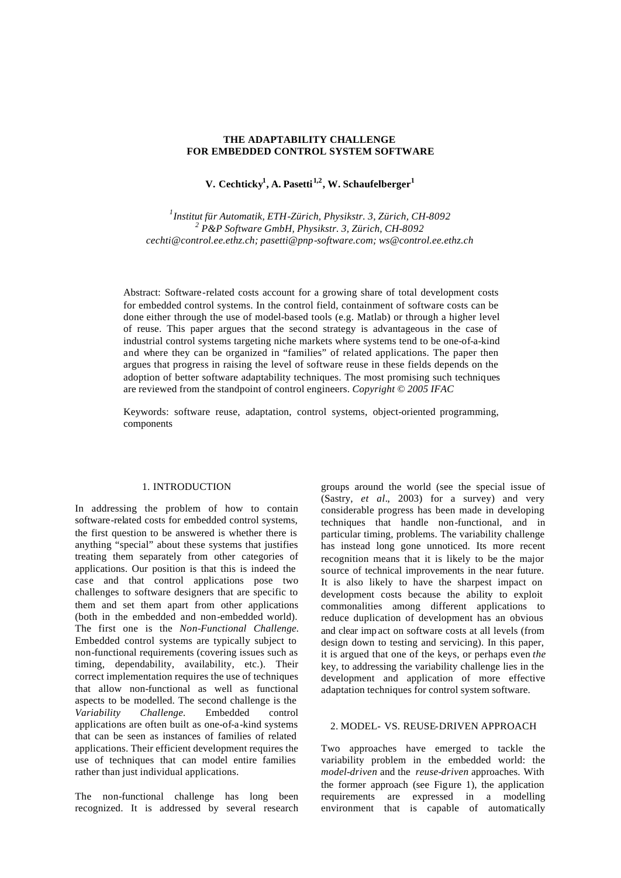# THE ADAPTABILITY CHALLENGE FOR EMBEDDED CONTROL SYSTEM SOFTWARE

**V. Cechticky[1], A. Pasetti[1,2], W. Schaufelberger[1]**

*[1] Institut für Automatik, ETH-Zürich, Physikstr. 3, Zürich, CH-8092*
*[2] P&P Software GmbH, Physikstr. 3, Zürich, CH-8092*
*cechti@control.ee.ethz.ch; pasetti@pnp-software.com; ws@control.ee.ethz.ch*

Abstract: Software-related costs account for a growing share of total development costs for embedded control systems. In the control field, containment of software costs can be done either through the use of model-based tools (e.g. Matlab) or through a higher level of reuse. This paper argues that the second strategy is advantageous in the case of industrial control systems targeting niche markets where systems tend to be one-of-a-kind and where they can be organized in "families" of related applications. The paper then argues that progress in raising the level of software reuse in these fields depends on the adoption of better software adaptability techniques. The most promising such techniques are reviewed from the standpoint of control engineers. *Copyright © 2005 IFAC*

Keywords: software reuse, adaptation, control systems, object-oriented programming, components

## 1. INTRODUCTION

In addressing the problem of how to contain software-related costs for embedded control systems, the first question to be answered is whether there is anything "special" about these systems that justifies treating them separately from other categories of applications. Our position is that this is indeed the case and that control applications pose two challenges to software designers that are specific to them and set them apart from other applications (both in the embedded and non-embedded world). The first one is the *Non-Functional Challenge*. Embedded control systems are typically subject to non-functional requirements (covering issues such as timing, dependability, availability, etc.). Their correct implementation requires the use of techniques that allow non-functional as well as functional aspects to be modelled. The second challenge is the *Variability Challenge*. Embedded control applications are often built as one-of-a-kind systems that can be seen as instances of families of related applications. Their efficient development requires the use of techniques that can model entire families rather than just individual applications.

The non-functional challenge has long been recognized. It is addressed by several research groups around the world (see the special issue of (Sastry, *et al*., 2003) for a survey) and very considerable progress has been made in developing techniques that handle non-functional, and in particular timing, problems. The variability challenge has instead long gone unnoticed. Its more recent recognition means that it is likely to be the major source of technical improvements in the near future. It is also likely to have the sharpest impact on development costs because the ability to exploit commonalities among different applications to reduce duplication of development has an obvious and clear impact on software costs at all levels (from design down to testing and servicing). In this paper, it is argued that one of the keys, or perhaps even *the* key, to addressing the variability challenge lies in the development and application of more effective adaptation techniques for control system software.

## 2. MODEL- VS. REUSE-DRIVEN APPROACH

Two approaches have emerged to tackle the variability problem in the embedded world: the *model-driven* and the *reuse-driven* approaches. With the former approach (see Figure 1), the application requirements are expressed in a modelling environment that is capable of automatically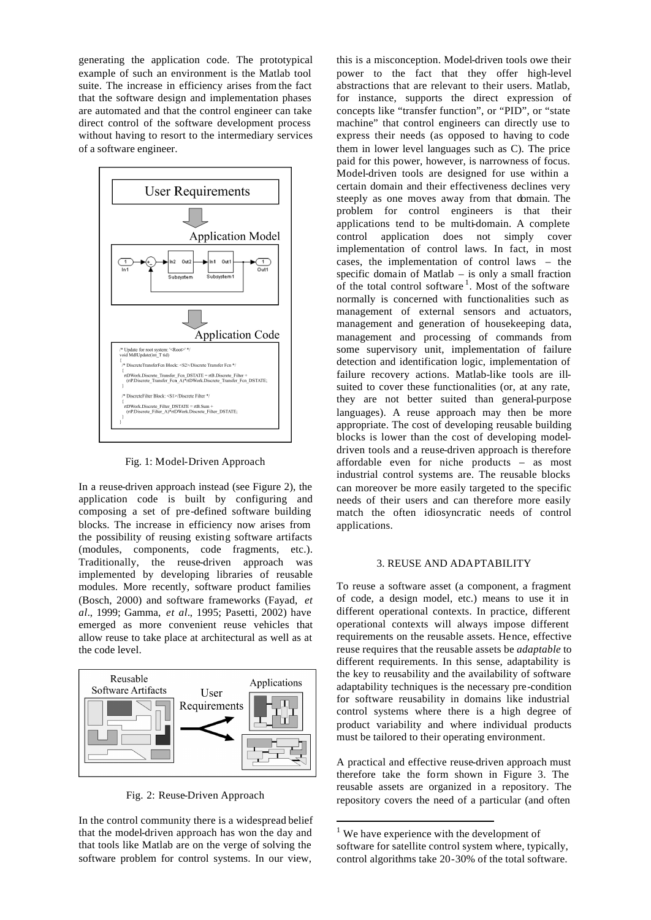generating the application code. The prototypical example of such an environment is the Matlab tool suite. The increase in efficiency arises from the fact that the software design and implementation phases are automated and that the control engineer can take direct control of the software development process without having to resort to the intermediary services of a software engineer.

User Requirements

Application Model

Application Code

Fig. 1: Model-Driven Approach

In a reuse-driven approach instead (see Figure 2), the application code is built by configuring and composing a set of pre-defined software building blocks. The increase in efficiency now arises from the possibility of reusing existing software artifacts (modules, components, code fragments, etc.). Traditionally, the reuse-driven approach was implemented by developing libraries of reusable modules. More recently, software product families (Bosch, 2000) and software frameworks (Fayad, *et al*., 1999; Gamma, *et al*., 1995; Pasetti, 2002) have emerged as more convenient reuse vehicles that allow reuse to take place at architectural as well as at the code level.

Reusable Software Artifacts

User Requirements

Applications

Fig. 2: Reuse-Driven Approach

In the control community there is a widespread belief that the model-driven approach has won the day and that tools like Matlab are on the verge of solving the software problem for control systems. In our view, this is a misconception. Model-driven tools owe their power to the fact that they offer high-level abstractions that are relevant to their users. Matlab, for instance, supports the direct expression of concepts like "transfer function", or "PID", or "state machine" that control engineers can directly use to express their needs (as opposed to having to code them in lower level languages such as C). The price paid for this power, however, is narrowness of focus. Model-driven tools are designed for use within a certain domain and their effectiveness declines very steeply as one moves away from that domain. The problem for control engineers is that their applications tend to be multi-domain. A complete control application does not simply cover implementation of control laws. In fact, in most cases, the implementation of control laws – the specific domain of Matlab – is only a small fraction of the total control software [1]. Most of the software normally is concerned with functionalities such as management of external sensors and actuators, management and generation of housekeeping data, management and processing of commands from some supervisory unit, implementation of failure detection and identification logic, implementation of failure recovery actions. Matlab-like tools are ill-suited to cover these functionalities (or, at any rate, they are not better suited than general-purpose languages). A reuse approach may then be more appropriate. The cost of developing reusable building blocks is lower than the cost of developing model-driven tools and a reuse-driven approach is therefore affordable even for niche products – as most industrial control systems are. The reusable blocks can moreover be more easily targeted to the specific needs of their users and can therefore more easily match the often idiosyncratic needs of control applications.

## 3. REUSE AND ADAPTABILITY

To reuse a software asset (a component, a fragment of code, a design model, etc.) means to use it in different operational contexts. In practice, different operational contexts will always impose different requirements on the reusable assets. Hence, effective reuse requires that the reusable assets be *adaptable* to different requirements. In this sense, adaptability is the key to reusability and the availability of software adaptability techniques is the necessary pre-condition for software reusability in domains like industrial control systems where there is a high degree of product variability and where individual products must be tailored to their operating environment.

A practical and effective reuse-driven approach must therefore take the form shown in Figure 3. The reusable assets are organized in a repository. The repository covers the need of a particular (and often

[1] We have experience with the development of software for satellite control system where, typically, control algorithms take 20-30% of the total software.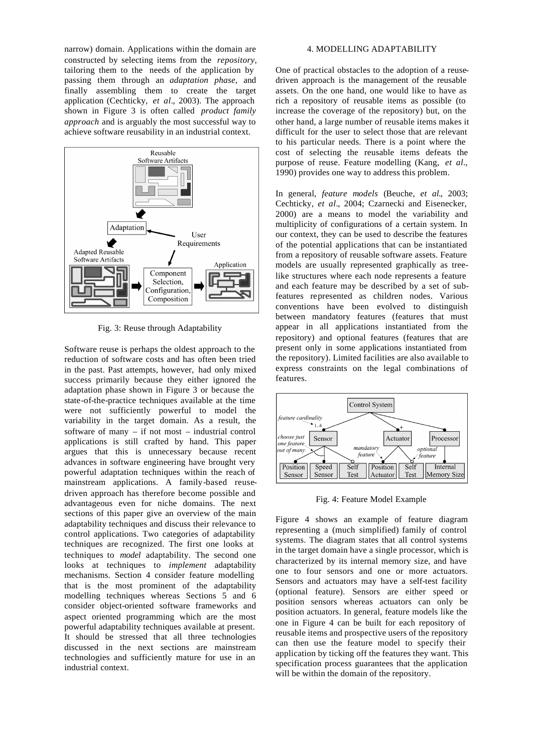narrow) domain. Applications within the domain are constructed by selecting items from the *repository*, tailoring them to the needs of the application by passing them through an *adaptation phase*, and finally assembling them to create the target application (Cechticky, *et al*., 2003). The approach shown in Figure 3 is often called *product family approach* and is arguably the most successful way to achieve software reusability in an industrial context.

Fig. 3: Reuse through Adaptability

Software reuse is perhaps the oldest approach to the reduction of software costs and has often been tried in the past. Past attempts, however, had only mixed success primarily because they either ignored the adaptation phase shown in Figure 3 or because the state-of-the-practice techniques available at the time were not sufficiently powerful to model the variability in the target domain. As a result, the software of many – if not most – industrial control applications is still crafted by hand. This paper argues that this is unnecessary because recent advances in software engineering have brought very powerful adaptation techniques within the reach of mainstream applications. A family-based reuse-driven approach has therefore become possible and advantageous even for niche domains. The next sections of this paper give an overview of the main adaptability techniques and discuss their relevance to control applications. Two categories of adaptability techniques are recognized. The first one looks at techniques to *model* adaptability. The second one looks at techniques to *implement* adaptability mechanisms. Section 4 consider feature modelling that is the most prominent of the adaptability modelling techniques whereas Sections 5 and 6 consider object-oriented software frameworks and aspect oriented programming which are the most powerful adaptability techniques available at present. It should be stressed that all three technologies discussed in the next sections are mainstream technologies and sufficiently mature for use in an industrial context.

## 4. MODELLING ADAPTABILITY

One of practical obstacles to the adoption of a reuse-driven approach is the management of the reusable assets. On the one hand, one would like to have as rich a repository of reusable items as possible (to increase the coverage of the repository) but, on the other hand, a large number of reusable items makes it difficult for the user to select those that are relevant to his particular needs. There is a point where the cost of selecting the reusable items defeats the purpose of reuse. Feature modelling (Kang, *et al*., 1990) provides one way to address this problem.

In general, *feature models* (Beuche, *et al*., 2003; Cechticky, *et al*., 2004; Czarnecki and Eisenecker, 2000) are a means to model the variability and multiplicity of configurations of a certain system. In our context, they can be used to describe the features of the potential applications that can be instantiated from a repository of reusable software assets. Feature models are usually represented graphically as tree-like structures where each node represents a feature and each feature may be described by a set of sub-features represented as children nodes. Various conventions have been evolved to distinguish between mandatory features (features that must appear in all applications instantiated from the repository) and optional features (features that are present only in some applications instantiated from the repository). Limited facilities are also available to express constraints on the legal combinations of features.

Fig. 4: Feature Model Example

Figure 4 shows an example of feature diagram representing a (much simplified) family of control systems. The diagram states that all control systems in the target domain have a single processor, which is characterized by its internal memory size, and have one to four sensors and one or more actuators. Sensors and actuators may have a self-test facility (optional feature). Sensors are either speed or position sensors whereas actuators can only be position actuators. In general, feature models like the one in Figure 4 can be built for each repository of reusable items and prospective users of the repository can then use the feature model to specify their application by ticking off the features they want. This specification process guarantees that the application will be within the domain of the repository.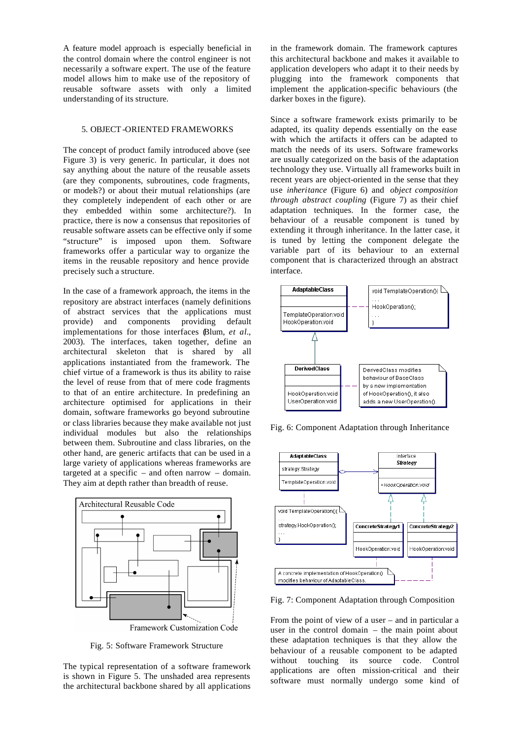A feature model approach is especially beneficial in the control domain where the control engineer is not necessarily a software expert. The use of the feature model allows him to make use of the repository of reusable software assets with only a limited understanding of its structure.

## 5. OBJECT-ORIENTED FRAMEWORKS

The concept of product family introduced above (see Figure 3) is very generic. In particular, it does not say anything about the nature of the reusable assets (are they components, subroutines, code fragments, or models?) or about their mutual relationships (are they completely independent of each other or are they embedded within some architecture?). In practice, there is now a consensus that repositories of reusable software assets can be effective only if some "structure" is imposed upon them. Software frameworks offer a particular way to organize the items in the reusable repository and hence provide precisely such a structure.

In the case of a framework approach, the items in the repository are abstract interfaces (namely definitions of abstract services that the applications must provide) and components providing default implementations for those interfaces (Blum, *et al.*, 2003). The interfaces, taken together, define an architectural skeleton that is shared by all applications instantiated from the framework. The chief virtue of a framework is thus its ability to raise the level of reuse from that of mere code fragments to that of an entire architecture. In predefining an architecture optimised for applications in their domain, software frameworks go beyond subroutine or class libraries because they make available not just individual modules but also the relationships between them. Subroutine and class libraries, on the other hand, are generic artifacts that can be used in a large variety of applications whereas frameworks are targeted at a specific – and often narrow – domain. They aim at depth rather than breadth of reuse.

Fig. 5: Software Framework Structure

The typical representation of a software framework is shown in Figure 5. The unshaded area represents the architectural backbone shared by all applications in the framework domain. The framework captures this architectural backbone and makes it available to application developers who adapt it to their needs by plugging into the framework components that implement the application-specific behaviours (the darker boxes in the figure).

Since a software framework exists primarily to be adapted, its quality depends essentially on the ease with which the artifacts it offers can be adapted to match the needs of its users. Software frameworks are usually categorized on the basis of the adaptation technology they use. Virtually all frameworks built in recent years are object-oriented in the sense that they use *inheritance* (Figure 6) and *object composition through abstract coupling* (Figure 7) as their chief adaptation techniques. In the former case, the behaviour of a reusable component is tuned by extending it through inheritance. In the latter case, it is tuned by letting the component delegate the variable part of its behaviour to an external component that is characterized through an abstract interface.

Fig. 6: Component Adaptation through Inheritance

Fig. 7: Component Adaptation through Composition

From the point of view of a user – and in particular a user in the control domain – the main point about these adaptation techniques is that they allow the behaviour of a reusable component to be adapted without touching its source code. Control applications are often mission-critical and their software must normally undergo some kind of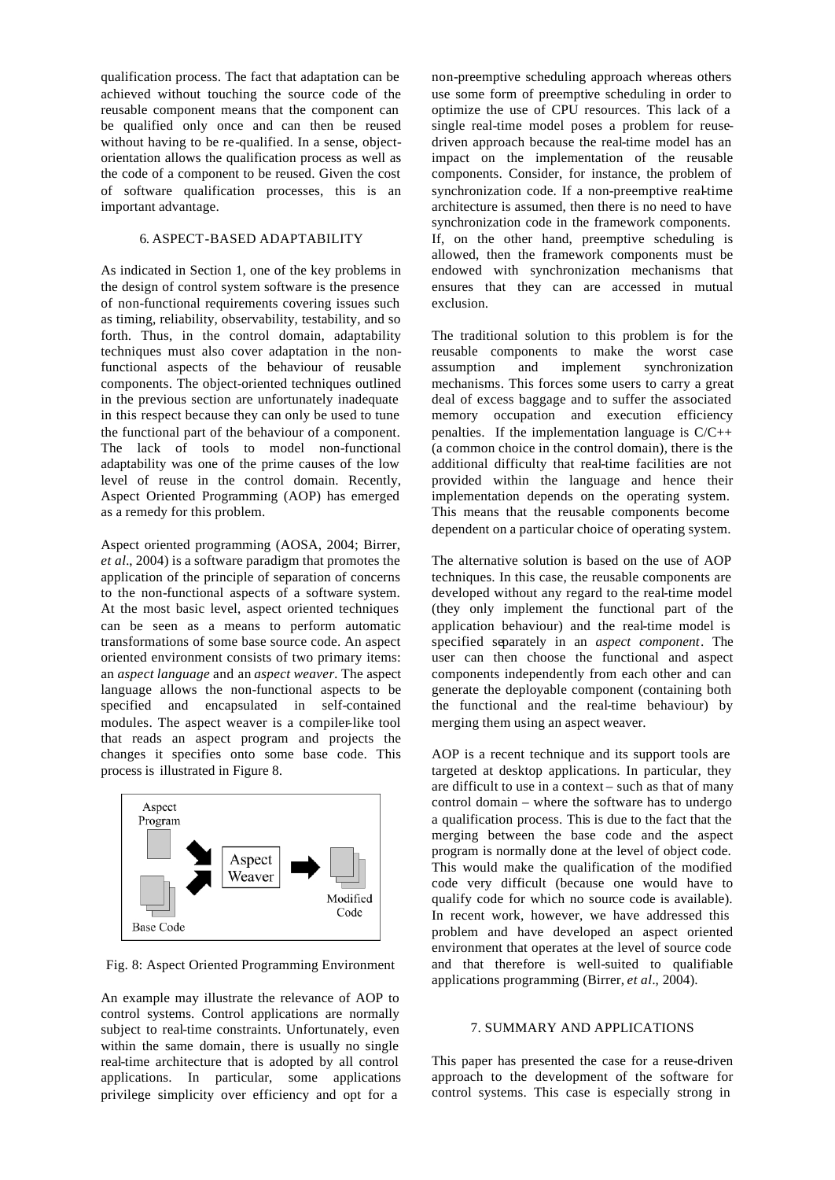qualification process. The fact that adaptation can be achieved without touching the source code of the reusable component means that the component can be qualified only once and can then be reused without having to be re-qualified. In a sense, object-orientation allows the qualification process as well as the code of a component to be reused. Given the cost of software qualification processes, this is an important advantage.

## 6. ASPECT-BASED ADAPTABILITY

As indicated in Section 1, one of the key problems in the design of control system software is the presence of non-functional requirements covering issues such as timing, reliability, observability, testability, and so forth. Thus, in the control domain, adaptability techniques must also cover adaptation in the non-functional aspects of the behaviour of reusable components. The object-oriented techniques outlined in the previous section are unfortunately inadequate in this respect because they can only be used to tune the functional part of the behaviour of a component. The lack of tools to model non-functional adaptability was one of the prime causes of the low level of reuse in the control domain. Recently, Aspect Oriented Programming (AOP) has emerged as a remedy for this problem.

Aspect oriented programming (AOSA, 2004; Birrer, *et al*., 2004) is a software paradigm that promotes the application of the principle of separation of concerns to the non-functional aspects of a software system. At the most basic level, aspect oriented techniques can be seen as a means to perform automatic transformations of some base source code. An aspect oriented environment consists of two primary items: an *aspect language* and an *aspect weaver*. The aspect language allows the non-functional aspects to be specified and encapsulated in self-contained modules. The aspect weaver is a compiler-like tool that reads an aspect program and projects the changes it specifies onto some base code. This process is illustrated in Figure 8.

Aspect Program | Base Code | Aspect Weaver | Modified Code

Fig. 8: Aspect Oriented Programming Environment

An example may illustrate the relevance of AOP to control systems. Control applications are normally subject to real-time constraints. Unfortunately, even within the same domain, there is usually no single real-time architecture that is adopted by all control applications. In particular, some applications privilege simplicity over efficiency and opt for a non-preemptive scheduling approach whereas others use some form of preemptive scheduling in order to optimize the use of CPU resources. This lack of a single real-time model poses a problem for reuse-driven approach because the real-time model has an impact on the implementation of the reusable components. Consider, for instance, the problem of synchronization code. If a non-preemptive real-time architecture is assumed, then there is no need to have synchronization code in the framework components. If, on the other hand, preemptive scheduling is allowed, then the framework components must be endowed with synchronization mechanisms that ensures that they can are accessed in mutual exclusion.

The traditional solution to this problem is for the reusable components to make the worst case assumption and implement synchronization mechanisms. This forces some users to carry a great deal of excess baggage and to suffer the associated memory occupation and execution efficiency penalties. If the implementation language is C/C++ (a common choice in the control domain), there is the additional difficulty that real-time facilities are not provided within the language and hence their implementation depends on the operating system. This means that the reusable components become dependent on a particular choice of operating system.

The alternative solution is based on the use of AOP techniques. In this case, the reusable components are developed without any regard to the real-time model (they only implement the functional part of the application behaviour) and the real-time model is specified separately in an *aspect component*. The user can then choose the functional and aspect components independently from each other and can generate the deployable component (containing both the functional and the real-time behaviour) by merging them using an aspect weaver.

AOP is a recent technique and its support tools are targeted at desktop applications. In particular, they are difficult to use in a context – such as that of many control domain – where the software has to undergo a qualification process. This is due to the fact that the merging between the base code and the aspect program is normally done at the level of object code. This would make the qualification of the modified code very difficult (because one would have to qualify code for which no source code is available). In recent work, however, we have addressed this problem and have developed an aspect oriented environment that operates at the level of source code and that therefore is well-suited to qualifiable applications programming (Birrer, *et al*., 2004).

## 7. SUMMARY AND APPLICATIONS

This paper has presented the case for a reuse-driven approach to the development of the software for control systems. This case is especially strong in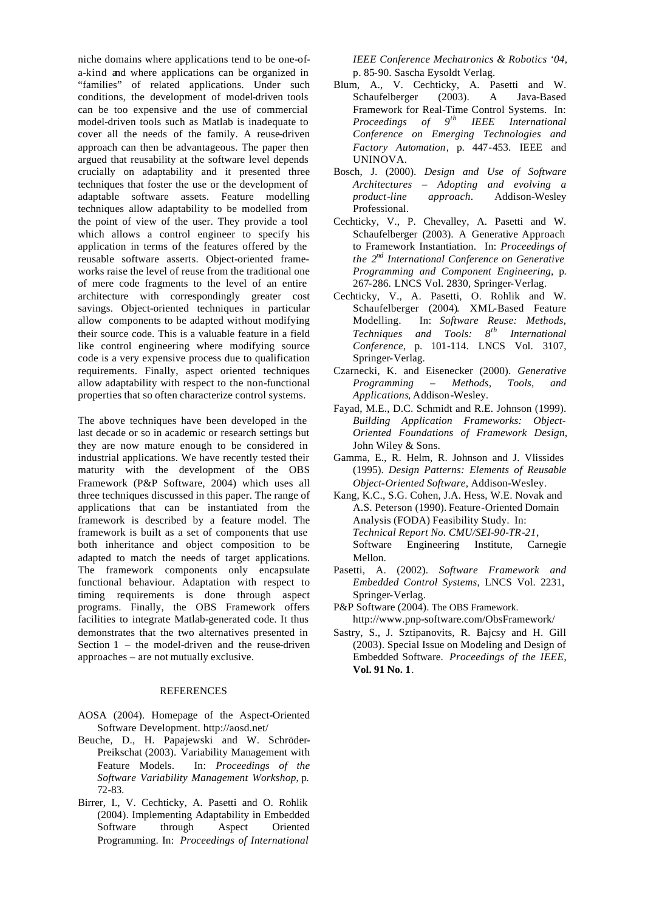niche domains where applications tend to be one-of-a-kind and where applications can be organized in "families" of related applications. Under such conditions, the development of model-driven tools can be too expensive and the use of commercial model-driven tools such as Matlab is inadequate to cover all the needs of the family. A reuse-driven approach can then be advantageous. The paper then argued that reusability at the software level depends crucially on adaptability and it presented three techniques that foster the use or the development of adaptable software assets. Feature modelling techniques allow adaptability to be modelled from the point of view of the user. They provide a tool which allows a control engineer to specify his application in terms of the features offered by the reusable software asserts. Object-oriented frameworks raise the level of reuse from the traditional one of mere code fragments to the level of an entire architecture with correspondingly greater cost savings. Object-oriented techniques in particular allow components to be adapted without modifying their source code. This is a valuable feature in a field like control engineering where modifying source code is a very expensive process due to qualification requirements. Finally, aspect oriented techniques allow adaptability with respect to the non-functional properties that so often characterize control systems.

The above techniques have been developed in the last decade or so in academic or research settings but they are now mature enough to be considered in industrial applications. We have recently tested their maturity with the development of the OBS Framework (P&P Software, 2004) which uses all three techniques discussed in this paper. The range of applications that can be instantiated from the framework is described by a feature model. The framework is built as a set of components that use both inheritance and object composition to be adapted to match the needs of target applications. The framework components only encapsulate functional behaviour. Adaptation with respect to timing requirements is done through aspect programs. Finally, the OBS Framework offers facilities to integrate Matlab-generated code. It thus demonstrates that the two alternatives presented in Section 1 – the model-driven and the reuse-driven approaches – are not mutually exclusive.

## REFERENCES

AOSA (2004). Homepage of the Aspect-Oriented Software Development. http://aosd.net/

Beuche, D., H. Papajewski and W. Schröder-Preikschat (2003). Variability Management with Feature Models. In: *Proceedings of the Software Variability Management Workshop*, p. 72-83.

Birrer, I., V. Cechticky, A. Pasetti and O. Rohlik (2004). Implementing Adaptability in Embedded Software through Aspect Oriented Programming. In: *Proceedings of International IEEE Conference Mechatronics & Robotics '04*, p. 85-90. Sascha Eysoldt Verlag.

Blum, A., V. Cechticky, A. Pasetti and W. Schaufelberger (2003). A Java-Based Framework for Real-Time Control Systems. In: *Proceedings of 9th IEEE International Conference on Emerging Technologies and Factory Automation*, p. 447-453. IEEE and UNINOVA.

Bosch, J. (2000). *Design and Use of Software Architectures – Adopting and evolving a product-line approach*. Addison-Wesley Professional.

Cechticky, V., P. Chevalley, A. Pasetti and W. Schaufelberger (2003). A Generative Approach to Framework Instantiation. In: *Proceedings of the 2nd International Conference on Generative Programming and Component Engineering*, p. 267-286. LNCS Vol. 2830, Springer-Verlag.

Cechticky, V., A. Pasetti, O. Rohlik and W. Schaufelberger (2004). XML-Based Feature Modelling. In: *Software Reuse: Methods, Techniques and Tools: 8th International Conference*, p. 101-114. LNCS Vol. 3107, Springer-Verlag.

Czarnecki, K. and Eisenecker (2000). *Generative Programming – Methods, Tools, and Applications*, Addison-Wesley.

Fayad, M.E., D.C. Schmidt and R.E. Johnson (1999). *Building Application Frameworks: Object-Oriented Foundations of Framework Design*, John Wiley & Sons.

Gamma, E., R. Helm, R. Johnson and J. Vlissides (1995). *Design Patterns: Elements of Reusable Object-Oriented Software*, Addison-Wesley.

Kang, K.C., S.G. Cohen, J.A. Hess, W.E. Novak and A.S. Peterson (1990). Feature-Oriented Domain Analysis (FODA) Feasibility Study. In: *Technical Report No. CMU/SEI-90-TR-21*, Software Engineering Institute, Carnegie Mellon.

Pasetti, A. (2002). *Software Framework and Embedded Control Systems*, LNCS Vol. 2231, Springer-Verlag.

P&P Software (2004). The OBS Framework. http://www.pnp-software.com/ObsFramework/

Sastry, S., J. Sztipanovits, R. Bajcsy and H. Gill (2003). Special Issue on Modeling and Design of Embedded Software. *Proceedings of the IEEE*, **Vol. 91 No. 1**.